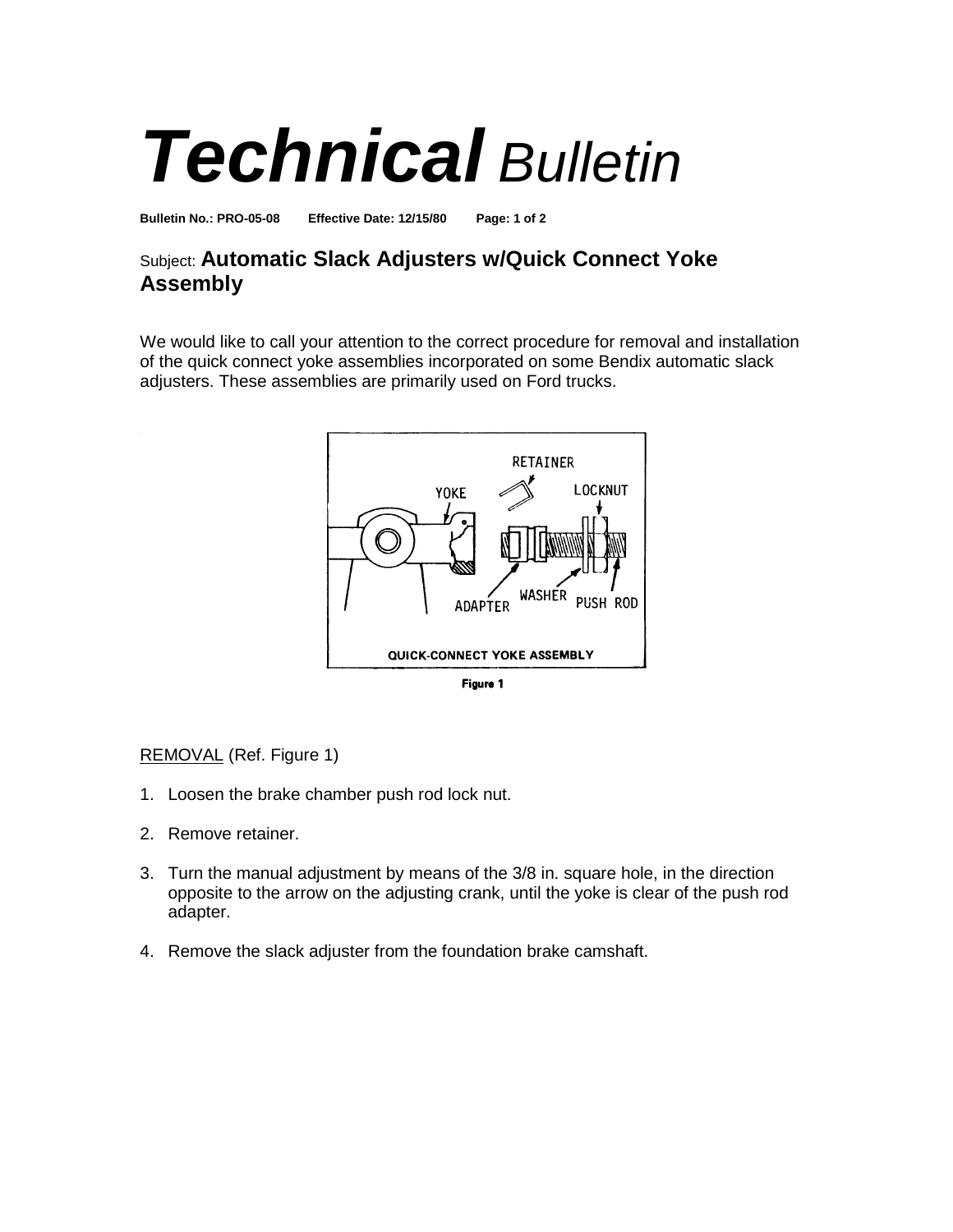# *Technical* Bulletin

**Bulletin No.: PRO-05-08 Effective Date: 12/15/80**

Subject: **Automatic Slack Adjusters w/Quick Connect Yoke Assembly**

We would like to call your attention to the correct procedure for removal and installation of the quick connect yoke assemblies incorporated on some Bendix automatic slack adjusters. These assemblies are primarily used on Ford trucks.

**Figure 1**

REMOVAL (Ref. Figure 1)

1. Loosen the brake chamber push rod lock nut.

2. Remove retainer.

3. Turn the manual adjustment by means of the 3/8 in. square hole, in the direction opposite to the arrow on the adjusting crank, until the yoke is clear of the push rod adapter.

4. Remove the slack adjuster from the foundation brake camshaft.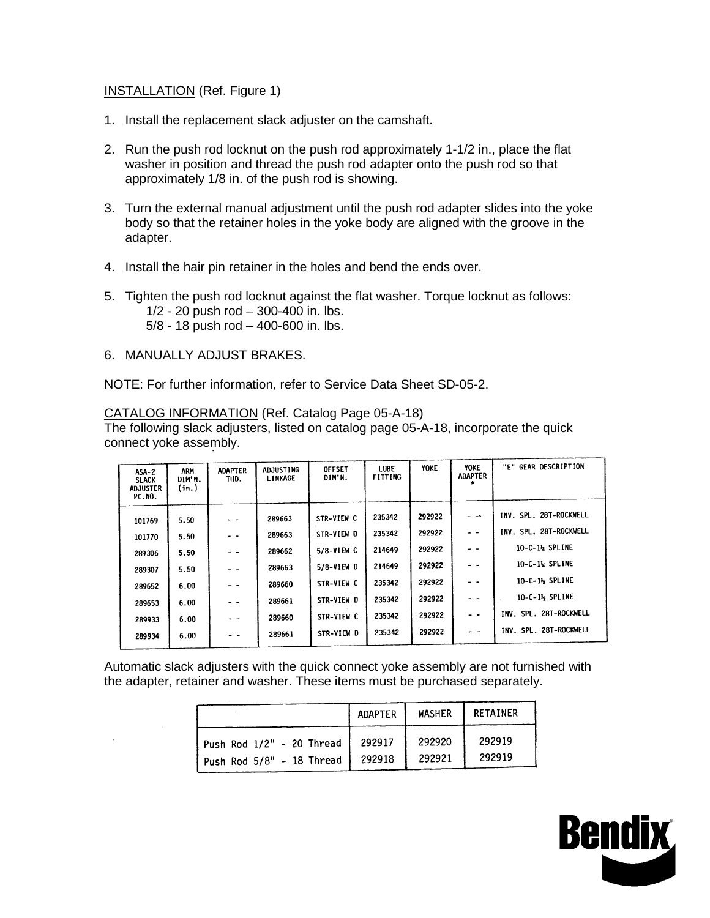INSTALLATION (Ref. Figure 1)

1. Install the replacement slack adjuster on the camshaft.

2. Run the push rod locknut on the push rod approximately 1-1/2 in., place the flat washer in position and thread the push rod adapter onto the push rod so that approximately 1/8 in. of the push rod is showing.

3. Turn the external manual adjustment until the push rod adapter slides into the yoke body so that the retainer holes in the yoke body are aligned with the groove in the adapter.

4. Install the hair pin retainer in the holes and bend the ends over.

5. Tighten the push rod locknut against the flat washer. Torque locknut as follows:
   1/2 - 20 push rod – 300-400 in. lbs.
   5/8 - 18 push rod – 400-600 in. lbs.

6. MANUALLY ADJUST BRAKES.

NOTE: For further information, refer to Service Data Sheet SD-05-2.

CATALOG INFORMATION (Ref. Catalog Page 05-A-18)
The following slack adjusters, listed on catalog page 05-A-18, incorporate the quick connect yoke assembly.

| ASA-2 SLACK ADJUSTER PC.NO. | ARM DIM'N. (in.) | ADAPTER THD. | ADJUSTING LINKAGE | OFFSET DIM'N. | LUBE FITTING | YOKE | YOKE ADAPTER * | "E" GEAR DESCRIPTION |
|---|---|---|---|---|---|---|---|---|
| 101769 | 5.50 | - - | 289663 | STR-VIEW C | 235342 | 292922 | - - | INV. SPL. 28T-ROCKWELL |
| 101770 | 5.50 | - - | 289663 | STR-VIEW D | 235342 | 292922 | - - | INV. SPL. 28T-ROCKWELL |
| 289306 | 5.50 | - - | 289662 | 5/8-VIEW C | 214649 | 292922 | - - | 10-C-1½ SPLINE |
| 289307 | 5.50 | - - | 289663 | 5/8-VIEW D | 214649 | 292922 | - - | 10-C-1½ SPLINE |
| 289652 | 6.00 | - - | 289660 | STR-VIEW C | 235342 | 292922 | - - | 10-C-1½ SPLINE |
| 289653 | 6.00 | - - | 289661 | STR-VIEW D | 235342 | 292922 | - - | 10-C-1½ SPLINE |
| 289933 | 6.00 | - - | 289660 | STR-VIEW C | 235342 | 292922 | - - | INV. SPL. 28T-ROCKWELL |
| 289934 | 6.00 | - - | 289661 | STR-VIEW D | 235342 | 292922 | - - | INV. SPL. 28T-ROCKWELL |

Automatic slack adjusters with the quick connect yoke assembly are not furnished with the adapter, retainer and washer. These items must be purchased separately.

| | ADAPTER | WASHER | RETAINER |
|---|---|---|---|
| Push Rod 1/2" - 20 Thread | 292917 | 292920 | 292919 |
| Push Rod 5/8" - 18 Thread | 292918 | 292921 | 292919 |

Bendix